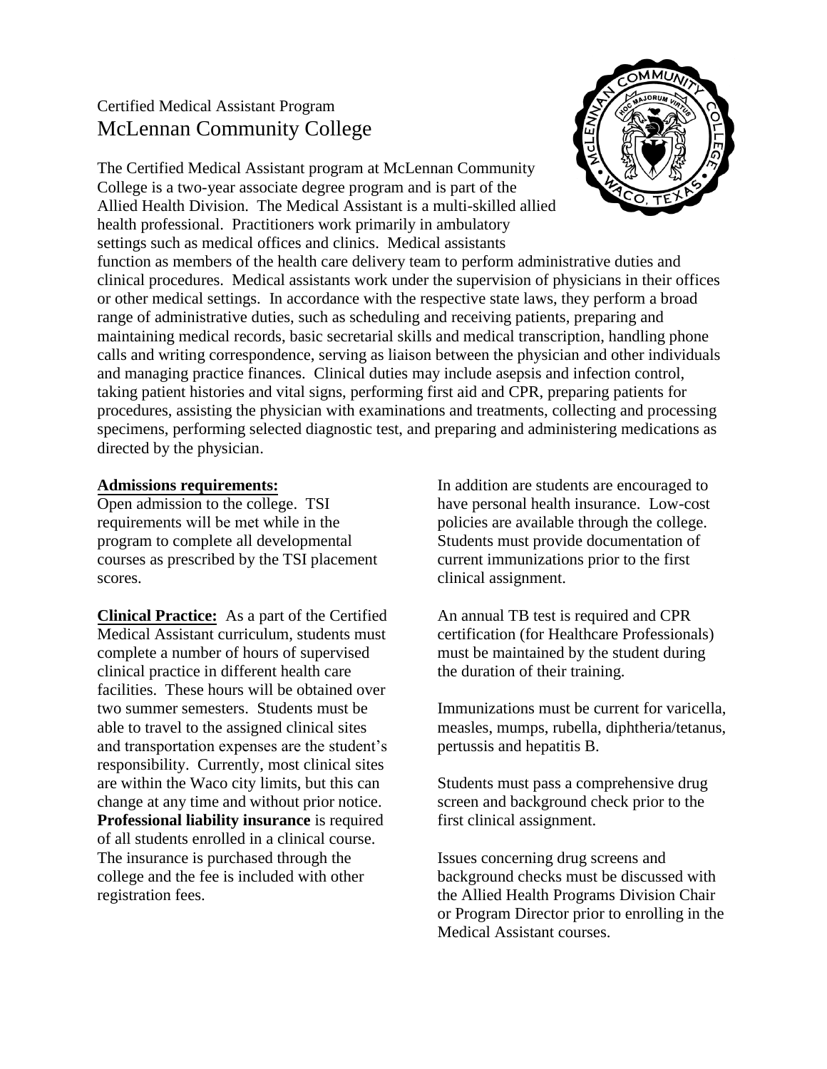Certified Medical Assistant Program

# McLennan Community College

The Certified Medical Assistant program at McLennan Community College is a two-year associate degree program and is part of the Allied Health Division. The Medical Assistant is a multi-skilled allied health professional. Practitioners work primarily in ambulatory settings such as medical offices and clinics. Medical assistants function as members of the health care delivery team to perform administrative duties and clinical procedures. Medical assistants work under the supervision of physicians in their offices or other medical settings. In accordance with the respective state laws, they perform a broad range of administrative duties, such as scheduling and receiving patients, preparing and maintaining medical records, basic secretarial skills and medical transcription, handling phone calls and writing correspondence, serving as liaison between the physician and other individuals and managing practice finances. Clinical duties may include asepsis and infection control, taking patient histories and vital signs, performing first aid and CPR, preparing patients for procedures, assisting the physician with examinations and treatments, collecting and processing specimens, performing selected diagnostic test, and preparing and administering medications as directed by the physician.

**Admissions requirements:**
Open admission to the college. TSI requirements will be met while in the program to complete all developmental courses as prescribed by the TSI placement scores.

**Clinical Practice:** As a part of the Certified Medical Assistant curriculum, students must complete a number of hours of supervised clinical practice in different health care facilities. These hours will be obtained over two summer semesters. Students must be able to travel to the assigned clinical sites and transportation expenses are the student's responsibility. Currently, most clinical sites are within the Waco city limits, but this can change at any time and without prior notice. **Professional liability insurance** is required of all students enrolled in a clinical course. The insurance is purchased through the college and the fee is included with other registration fees.

In addition are students are encouraged to have personal health insurance. Low-cost policies are available through the college. Students must provide documentation of current immunizations prior to the first clinical assignment.

An annual TB test is required and CPR certification (for Healthcare Professionals) must be maintained by the student during the duration of their training.

Immunizations must be current for varicella, measles, mumps, rubella, diphtheria/tetanus, pertussis and hepatitis B.

Students must pass a comprehensive drug screen and background check prior to the first clinical assignment.

Issues concerning drug screens and background checks must be discussed with the Allied Health Programs Division Chair or Program Director prior to enrolling in the Medical Assistant courses.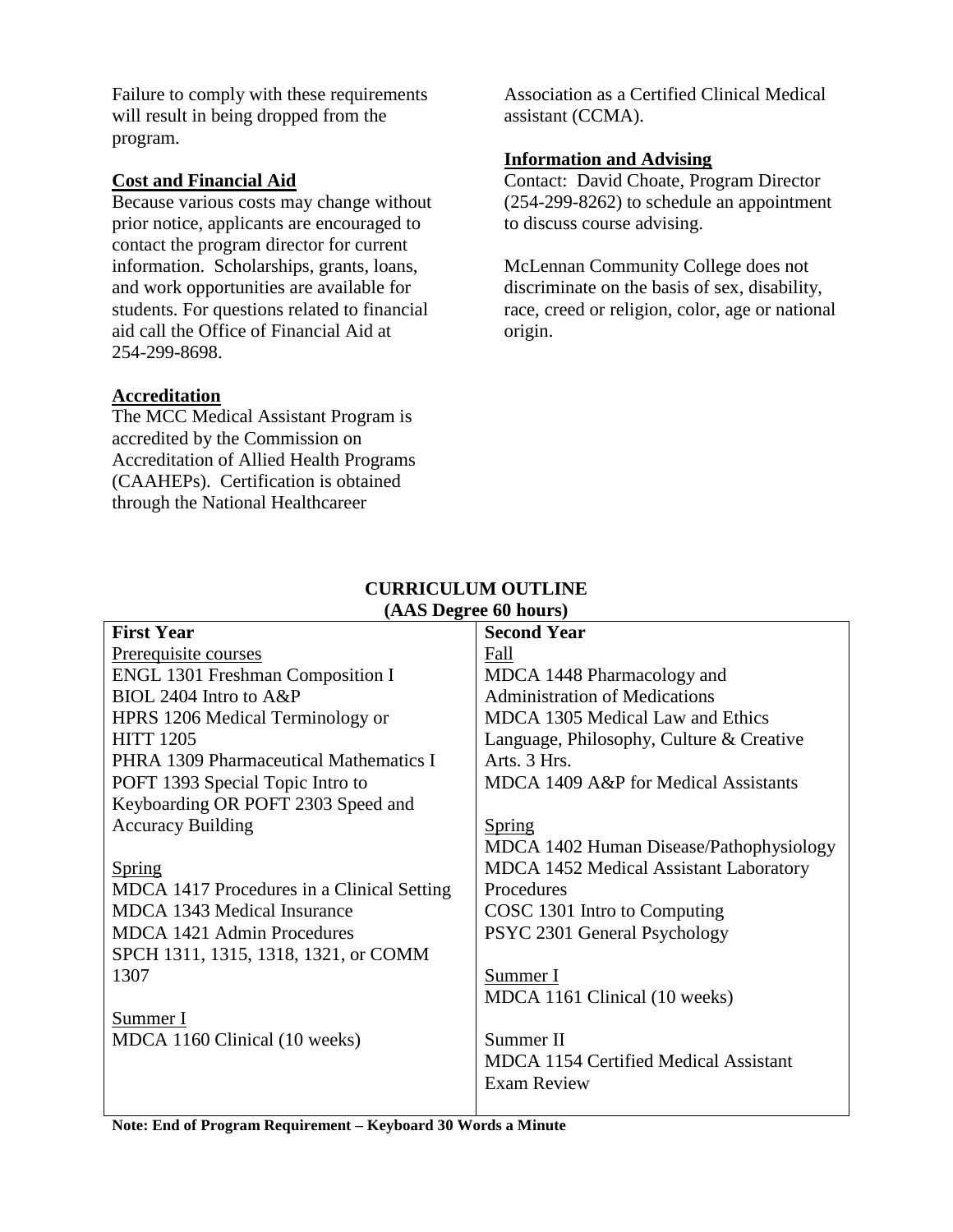Failure to comply with these requirements will result in being dropped from the program.

**Cost and Financial Aid**

Because various costs may change without prior notice, applicants are encouraged to contact the program director for current information. Scholarships, grants, loans, and work opportunities are available for students. For questions related to financial aid call the Office of Financial Aid at 254-299-8698.

**Accreditation**

The MCC Medical Assistant Program is accredited by the Commission on Accreditation of Allied Health Programs (CAAHEPs). Certification is obtained through the National Healthcareer Association as a Certified Clinical Medical assistant (CCMA).

**Information and Advising**

Contact: David Choate, Program Director (254-299-8262) to schedule an appointment to discuss course advising.

McLennan Community College does not discriminate on the basis of sex, disability, race, creed or religion, color, age or national origin.

## CURRICULUM OUTLINE
## (AAS Degree 60 hours)

| **First Year** | **Second Year** |
|---|---|
| Prerequisite courses<br>ENGL 1301 Freshman Composition I<br>BIOL 2404 Intro to A&P<br>HPRS 1206 Medical Terminology or HITT 1205<br>PHRA 1309 Pharmaceutical Mathematics I<br>POFT 1393 Special Topic Intro to Keyboarding OR POFT 2303 Speed and Accuracy Building | Fall<br>MDCA 1448 Pharmacology and Administration of Medications<br>MDCA 1305 Medical Law and Ethics<br>Language, Philosophy, Culture & Creative Arts. 3 Hrs.<br>MDCA 1409 A&P for Medical Assistants |
| Spring<br>MDCA 1417 Procedures in a Clinical Setting<br>MDCA 1343 Medical Insurance<br>MDCA 1421 Admin Procedures<br>SPCH 1311, 1315, 1318, 1321, or COMM 1307 | Spring<br>MDCA 1402 Human Disease/Pathophysiology<br>MDCA 1452 Medical Assistant Laboratory Procedures<br>COSC 1301 Intro to Computing<br>PSYC 2301 General Psychology |
| Summer I<br>MDCA 1160 Clinical (10 weeks) | Summer I<br>MDCA 1161 Clinical (10 weeks) |
| | Summer II<br>MDCA 1154 Certified Medical Assistant Exam Review |

**Note: End of Program Requirement – Keyboard 30 Words a Minute**